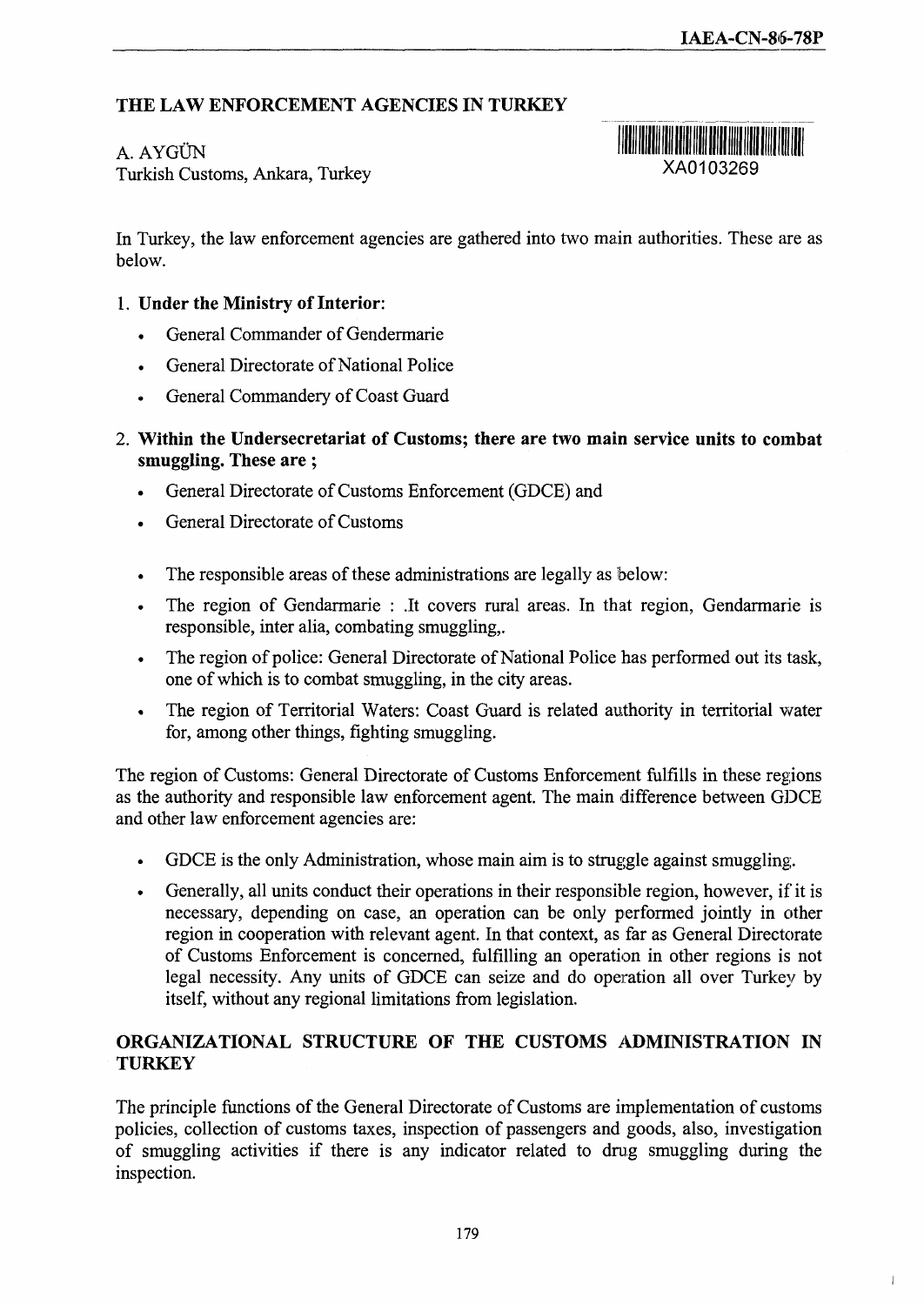# THE LAW ENFORCEMENT AGENCIES IN TURKEY

A. AYGÜN
Turkish Customs, Ankara, Turkey

In Turkey, the law enforcement agencies are gathered into two main authorities. These are as below.

1. **Under the Ministry of Interior**:
   - General Commander of Gendermarie
   - General Directorate of National Police
   - General Commandery of Coast Guard
2. **Within the Undersecretariat of Customs; there are two main service units to combat smuggling. These are ;**
   - General Directorate of Customs Enforcement (GDCE) and
   - General Directorate of Customs

- The responsible areas of these administrations are legally as below:
- The region of Gendarmarie : .It covers rural areas. In that region, Gendarmarie is responsible, inter alia, combating smuggling,.
- The region of police: General Directorate of National Police has performed out its task, one of which is to combat smuggling, in the city areas.
- The region of Territorial Waters: Coast Guard is related authority in territorial water for, among other things, fighting smuggling.

The region of Customs: General Directorate of Customs Enforcement fulfills in these regions as the authority and responsible law enforcement agent. The main difference between GDCE and other law enforcement agencies are:

- GDCE is the only Administration, whose main aim is to struggle against smuggling.
- Generally, all units conduct their operations in their responsible region, however, if it is necessary, depending on case, an operation can be only performed jointly in other region in cooperation with relevant agent. In that context, as far as General Directorate of Customs Enforcement is concerned, fulfilling an operation in other regions is not legal necessity. Any units of GDCE can seize and do operation all over Turkey by itself, without any regional limitations from legislation.

## ORGANIZATIONAL STRUCTURE OF THE CUSTOMS ADMINISTRATION IN TURKEY

The principle functions of the General Directorate of Customs are implementation of customs policies, collection of customs taxes, inspection of passengers and goods, also, investigation of smuggling activities if there is any indicator related to drug smuggling during the inspection.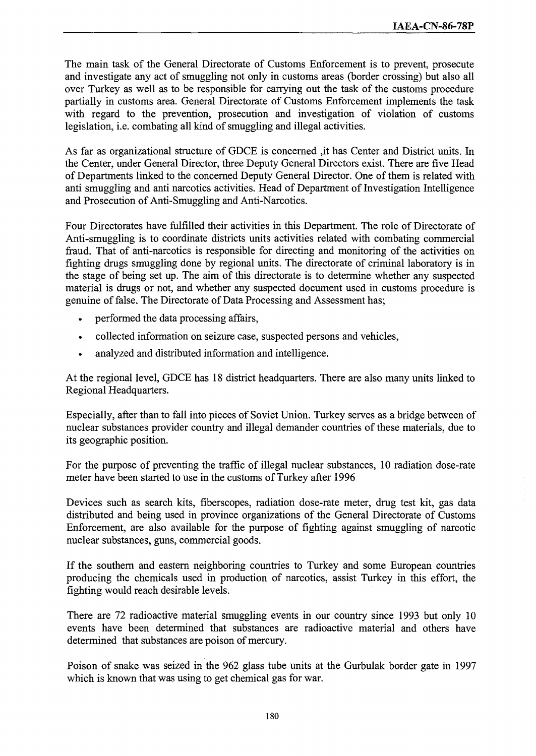The main task of the General Directorate of Customs Enforcement is to prevent, prosecute and investigate any act of smuggling not only in customs areas (border crossing) but also all over Turkey as well as to be responsible for carrying out the task of the customs procedure partially in customs area. General Directorate of Customs Enforcement implements the task with regard to the prevention, prosecution and investigation of violation of customs legislation, i.e. combating all kind of smuggling and illegal activities.

As far as organizational structure of GDCE is concerned ,it has Center and District units. In the Center, under General Director, three Deputy General Directors exist. There are five Head of Departments linked to the concerned Deputy General Director. One of them is related with anti smuggling and anti narcotics activities. Head of Department of Investigation Intelligence and Prosecution of Anti-Smuggling and Anti-Narcotics.

Four Directorates have fulfilled their activities in this Department. The role of Directorate of Anti-smuggling is to coordinate districts units activities related with combating commercial fraud. That of anti-narcotics is responsible for directing and monitoring of the activities on fighting drugs smuggling done by regional units. The directorate of criminal laboratory is in the stage of being set up. The aim of this directorate is to determine whether any suspected material is drugs or not, and whether any suspected document used in customs procedure is genuine of false. The Directorate of Data Processing and Assessment has;

- performed the data processing affairs,
- collected information on seizure case, suspected persons and vehicles,
- analyzed and distributed information and intelligence.

At the regional level, GDCE has 18 district headquarters. There are also many units linked to Regional Headquarters.

Especially, after than to fall into pieces of Soviet Union. Turkey serves as a bridge between of nuclear substances provider country and illegal demander countries of these materials, due to its geographic position.

For the purpose of preventing the traffic of illegal nuclear substances, 10 radiation dose-rate meter have been started to use in the customs of Turkey after 1996

Devices such as search kits, fiberscopes, radiation dose-rate meter, drug test kit, gas data distributed and being used in province organizations of the General Directorate of Customs Enforcement, are also available for the purpose of fighting against smuggling of narcotic nuclear substances, guns, commercial goods.

If the southern and eastern neighboring countries to Turkey and some European countries producing the chemicals used in production of narcotics, assist Turkey in this effort, the fighting would reach desirable levels.

There are 72 radioactive material smuggling events in our country since 1993 but only 10 events have been determined that substances are radioactive material and others have determined that substances are poison of mercury.

Poison of snake was seized in the 962 glass tube units at the Gurbulak border gate in 1997 which is known that was using to get chemical gas for war.